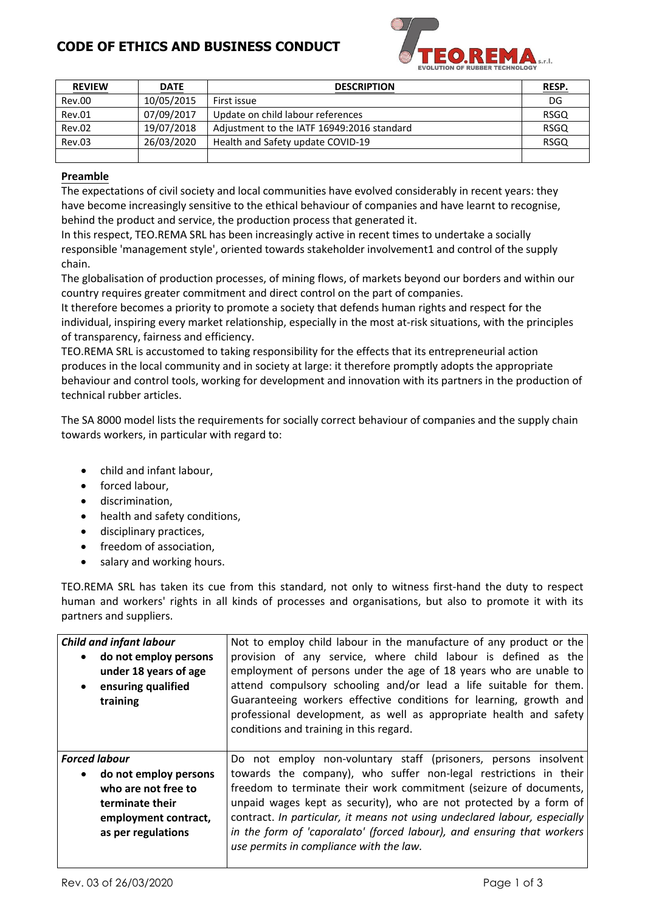# CODE OF ETHICS AND BUSINESS CONDUCT

TEO.REMA s.r.l. EVOLUTION OF RUBBER TECHNOLOGY

| REVIEW | DATE | DESCRIPTION | RESP. |
|---|---|---|---|
| Rev.00 | 10/05/2015 | First issue | DG |
| Rev.01 | 07/09/2017 | Update on child labour references | RSGQ |
| Rev.02 | 19/07/2018 | Adjustment to the IATF 16949:2016 standard | RSGQ |
| Rev.03 | 26/03/2020 | Health and Safety update COVID-19 | RSGQ |
| | | | |

## Preamble

The expectations of civil society and local communities have evolved considerably in recent years: they have become increasingly sensitive to the ethical behaviour of companies and have learnt to recognise, behind the product and service, the production process that generated it.

In this respect, TEO.REMA SRL has been increasingly active in recent times to undertake a socially responsible 'management style', oriented towards stakeholder involvement1 and control of the supply chain.

The globalisation of production processes, of mining flows, of markets beyond our borders and within our country requires greater commitment and direct control on the part of companies.

It therefore becomes a priority to promote a society that defends human rights and respect for the individual, inspiring every market relationship, especially in the most at-risk situations, with the principles of transparency, fairness and efficiency.

TEO.REMA SRL is accustomed to taking responsibility for the effects that its entrepreneurial action produces in the local community and in society at large: it therefore promptly adopts the appropriate behaviour and control tools, working for development and innovation with its partners in the production of technical rubber articles.

The SA 8000 model lists the requirements for socially correct behaviour of companies and the supply chain towards workers, in particular with regard to:

- child and infant labour,
- forced labour,
- discrimination,
- health and safety conditions,
- disciplinary practices,
- freedom of association,
- salary and working hours.

TEO.REMA SRL has taken its cue from this standard, not only to witness first-hand the duty to respect human and workers' rights in all kinds of processes and organisations, but also to promote it with its partners and suppliers.

| | |
|---|---|
| ***Child and infant labour***<br>• **do not employ persons under 18 years of age**<br>• **ensuring qualified training** | Not to employ child labour in the manufacture of any product or the provision of any service, where child labour is defined as the employment of persons under the age of 18 years who are unable to attend compulsory schooling and/or lead a life suitable for them. Guaranteeing workers effective conditions for learning, growth and professional development, as well as appropriate health and safety conditions and training in this regard. |
| ***Forced labour***<br>• **do not employ persons who are not free to terminate their employment contract, as per regulations** | Do not employ non-voluntary staff (prisoners, persons insolvent towards the company), who suffer non-legal restrictions in their freedom to terminate their work commitment (seizure of documents, unpaid wages kept as security), who are not protected by a form of contract. *In particular, it means not using undeclared labour, especially in the form of 'caporalato' (forced labour), and ensuring that workers use permits in compliance with the law.* |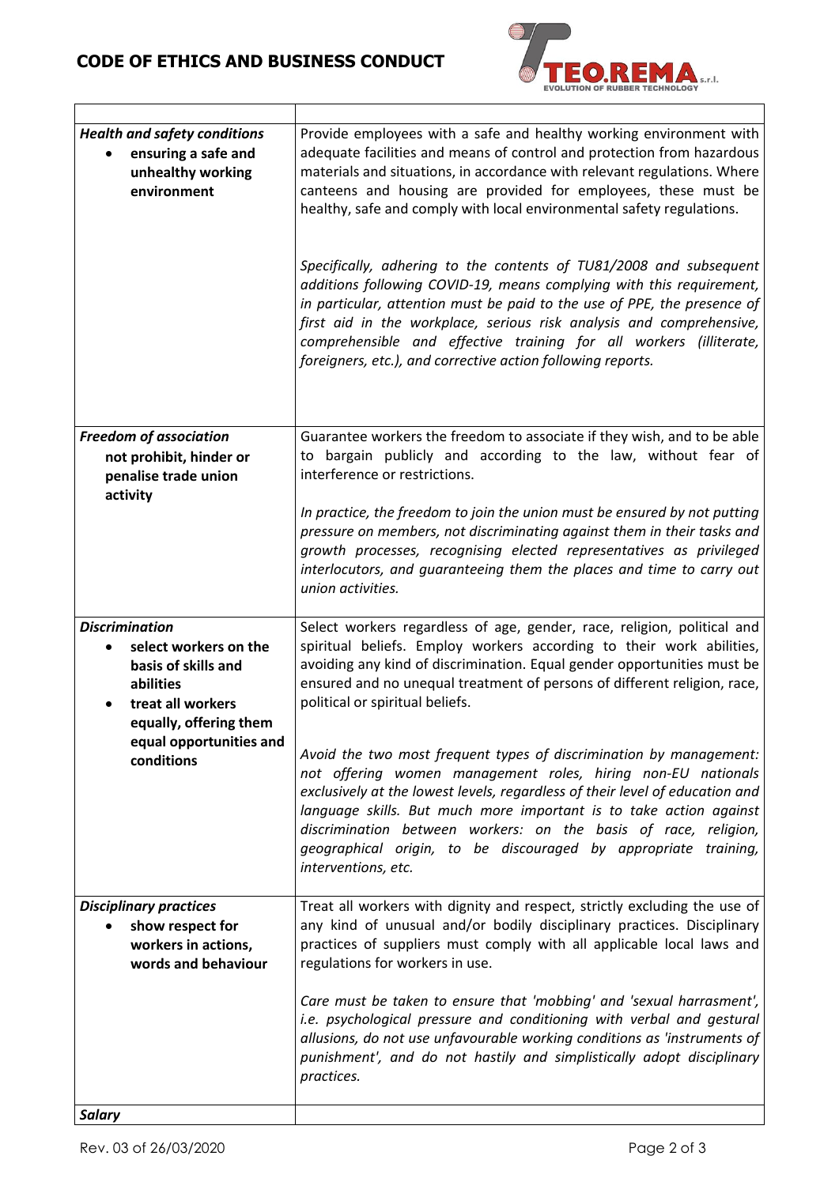| | |
|---|---|
| ***Health and safety conditions*** <br> • **ensuring a safe and unhealthy working environment** | Provide employees with a safe and healthy working environment with adequate facilities and means of control and protection from hazardous materials and situations, in accordance with relevant regulations. Where canteens and housing are provided for employees, these must be healthy, safe and comply with local environmental safety regulations. <br><br> *Specifically, adhering to the contents of TU81/2008 and subsequent additions following COVID-19, means complying with this requirement, in particular, attention must be paid to the use of PPE, the presence of first aid in the workplace, serious risk analysis and comprehensive, comprehensible and effective training for all workers (illiterate, foreigners, etc.), and corrective action following reports.* |
| ***Freedom of association*** <br> **not prohibit, hinder or penalise trade union activity** | Guarantee workers the freedom to associate if they wish, and to be able to bargain publicly and according to the law, without fear of interference or restrictions. <br><br> *In practice, the freedom to join the union must be ensured by not putting pressure on members, not discriminating against them in their tasks and growth processes, recognising elected representatives as privileged interlocutors, and guaranteeing them the places and time to carry out union activities.* |
| ***Discrimination*** <br> • **select workers on the basis of skills and abilities** <br> • **treat all workers equally, offering them equal opportunities and conditions** | Select workers regardless of age, gender, race, religion, political and spiritual beliefs. Employ workers according to their work abilities, avoiding any kind of discrimination. Equal gender opportunities must be ensured and no unequal treatment of persons of different religion, race, political or spiritual beliefs. <br><br> *Avoid the two most frequent types of discrimination by management: not offering women management roles, hiring non-EU nationals exclusively at the lowest levels, regardless of their level of education and language skills. But much more important is to take action against discrimination between workers: on the basis of race, religion, geographical origin, to be discouraged by appropriate training, interventions, etc.* |
| ***Disciplinary practices*** <br> • **show respect for workers in actions, words and behaviour** | Treat all workers with dignity and respect, strictly excluding the use of any kind of unusual and/or bodily disciplinary practices. Disciplinary practices of suppliers must comply with all applicable local laws and regulations for workers in use. <br><br> *Care must be taken to ensure that 'mobbing' and 'sexual harrasment', i.e. psychological pressure and conditioning with verbal and gestural allusions, do not use unfavourable working conditions as 'instruments of punishment', and do not hastily and simplistically adopt disciplinary practices.* |
| ***Salary*** | |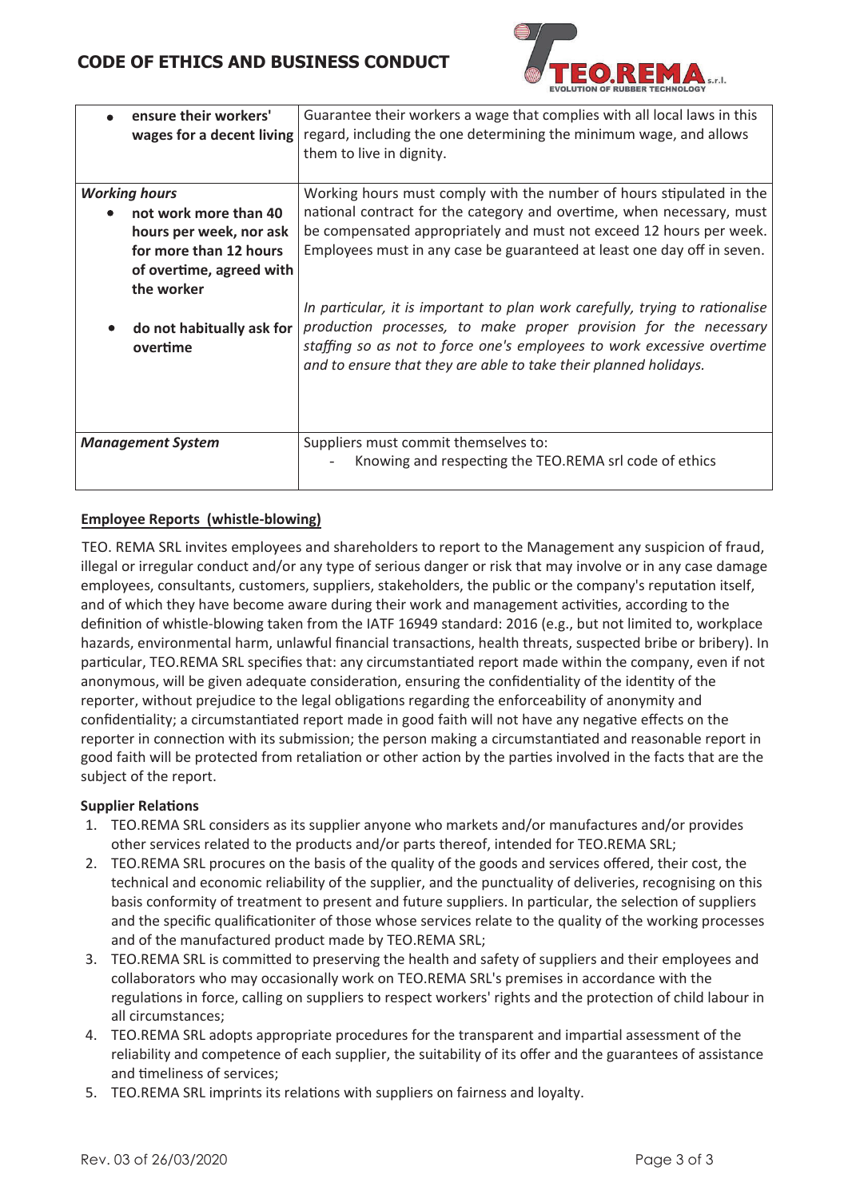| | |
|---|---|
| • **ensure their workers' wages for a decent living** | Guarantee their workers a wage that complies with all local laws in this regard, including the one determining the minimum wage, and allows them to live in dignity. |
| ***Working hours*** <br> • **not work more than 40 hours per week, nor ask for more than 12 hours of overtime, agreed with the worker** <br> • **do not habitually ask for overtime** | Working hours must comply with the number of hours stipulated in the national contract for the category and overtime, when necessary, must be compensated appropriately and must not exceed 12 hours per week. Employees must in any case be guaranteed at least one day off in seven. <br><br> *In particular, it is important to plan work carefully, trying to rationalise production processes, to make proper provision for the necessary staffing so as not to force one's employees to work excessive overtime and to ensure that they are able to take their planned holidays.* |
| ***Management System*** | Suppliers must commit themselves to: <br> - Knowing and respecting the TEO.REMA srl code of ethics |

**Employee Reports (whistle-blowing)**

TEO. REMA SRL invites employees and shareholders to report to the Management any suspicion of fraud, illegal or irregular conduct and/or any type of serious danger or risk that may involve or in any case damage employees, consultants, customers, suppliers, stakeholders, the public or the company's reputation itself, and of which they have become aware during their work and management activities, according to the definition of whistle-blowing taken from the IATF 16949 standard: 2016 (e.g., but not limited to, workplace hazards, environmental harm, unlawful financial transactions, health threats, suspected bribe or bribery). In particular, TEO.REMA SRL specifies that: any circumstantiated report made within the company, even if not anonymous, will be given adequate consideration, ensuring the confidentiality of the identity of the reporter, without prejudice to the legal obligations regarding the enforceability of anonymity and confidentiality; a circumstantiated report made in good faith will not have any negative effects on the reporter in connection with its submission; the person making a circumstantiated and reasonable report in good faith will be protected from retaliation or other action by the parties involved in the facts that are the subject of the report.

**Supplier Relations**

1. TEO.REMA SRL considers as its supplier anyone who markets and/or manufactures and/or provides other services related to the products and/or parts thereof, intended for TEO.REMA SRL;
2. TEO.REMA SRL procures on the basis of the quality of the goods and services offered, their cost, the technical and economic reliability of the supplier, and the punctuality of deliveries, recognising on this basis conformity of treatment to present and future suppliers. In particular, the selection of suppliers and the specific qualificationiter of those whose services relate to the quality of the working processes and of the manufactured product made by TEO.REMA SRL;
3. TEO.REMA SRL is committed to preserving the health and safety of suppliers and their employees and collaborators who may occasionally work on TEO.REMA SRL's premises in accordance with the regulations in force, calling on suppliers to respect workers' rights and the protection of child labour in all circumstances;
4. TEO.REMA SRL adopts appropriate procedures for the transparent and impartial assessment of the reliability and competence of each supplier, the suitability of its offer and the guarantees of assistance and timeliness of services;
5. TEO.REMA SRL imprints its relations with suppliers on fairness and loyalty.